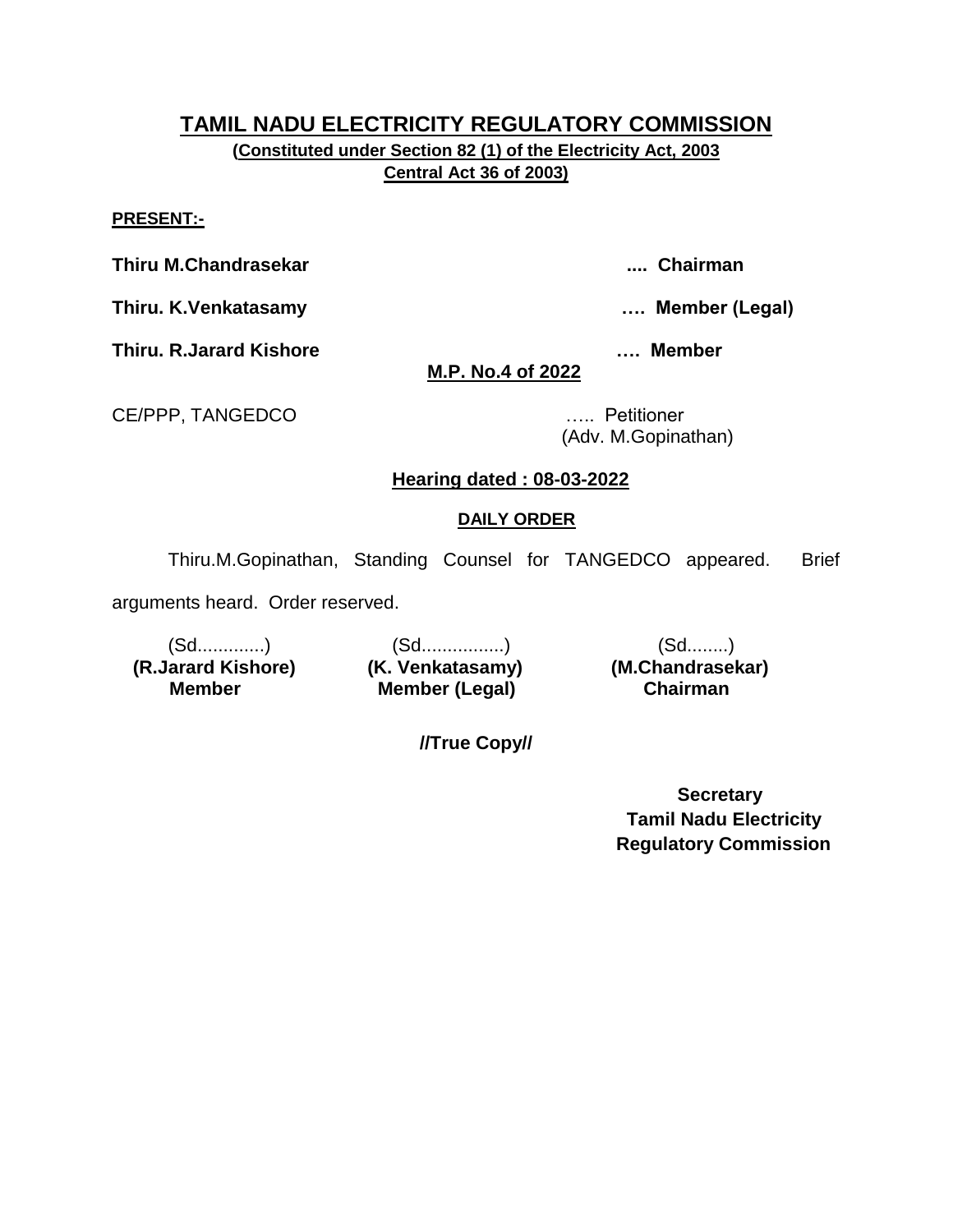# TAMIL NADU ELECTRICITY REGULATORY COMMISSION

**(Constituted under Section 82 (1) of the Electricity Act, 2003**
**Central Act 36 of 2003)**

**PRESENT:-**

**Thiru M.Chandrasekar** .... **Chairman**

**Thiru. K.Venkatasamy** …. **Member (Legal)**

**Thiru. R.Jarard Kishore** …. **Member**

**M.P. No.4 of 2022**

CE/PPP, TANGEDCO ….. Petitioner
(Adv. M.Gopinathan)

**Hearing dated : 08-03-2022**

**DAILY ORDER**

Thiru.M.Gopinathan, Standing Counsel for TANGEDCO appeared. Brief arguments heard. Order reserved.

| (Sd............) | (Sd...............) | (Sd........) |
|---|---|---|
| **(R.Jarard Kishore)** | **(K. Venkatasamy)** | **(M.Chandrasekar)** |
| **Member** | **Member (Legal)** | **Chairman** |

**//True Copy//**

**Secretary**
**Tamil Nadu Electricity**
**Regulatory Commission**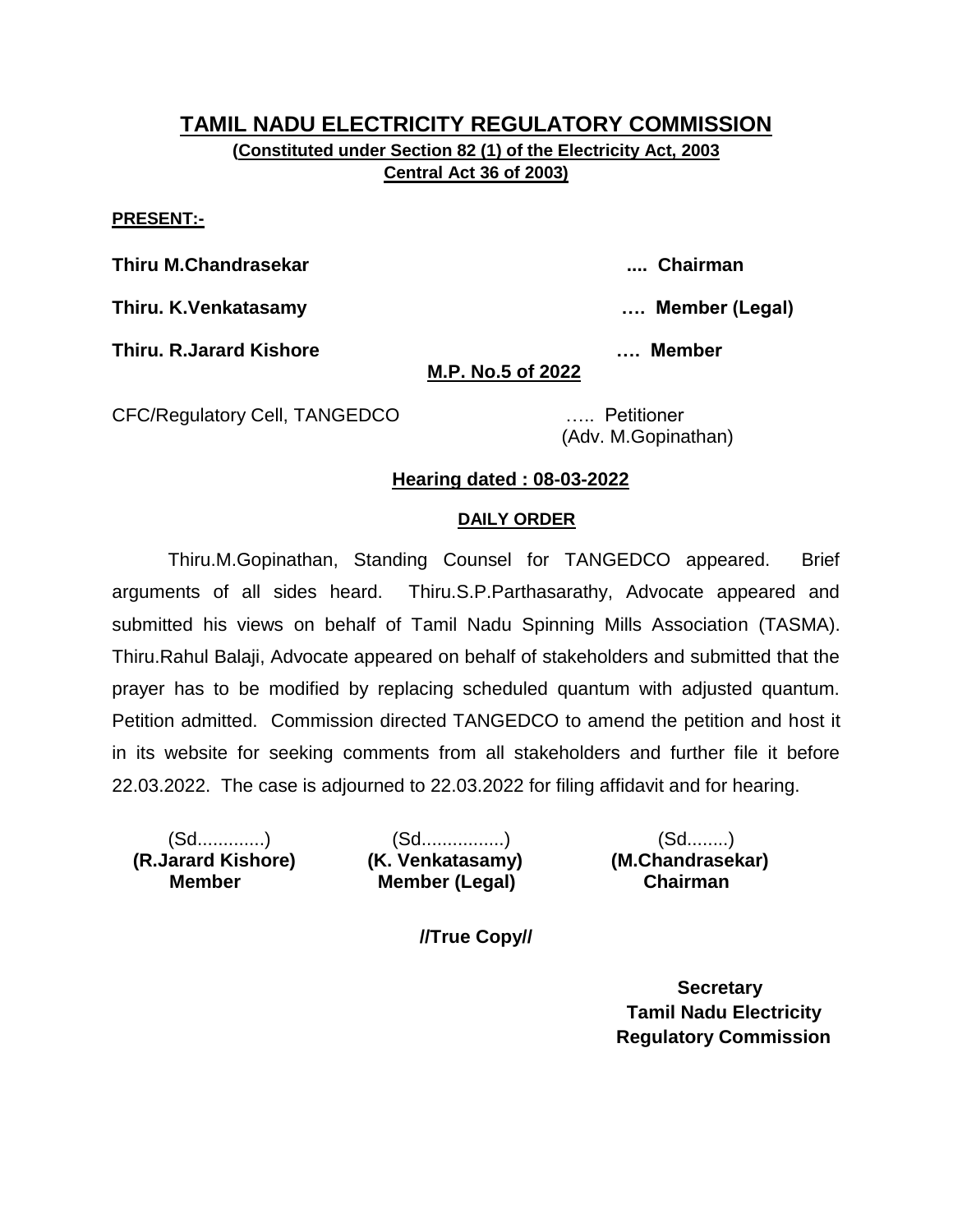# TAMIL NADU ELECTRICITY REGULATORY COMMISSION

**(Constituted under Section 82 (1) of the Electricity Act, 2003 Central Act 36 of 2003)**

**PRESENT:-**

**Thiru M.Chandrasekar** .... **Chairman**

**Thiru. K.Venkatasamy** …. **Member (Legal)**

**Thiru. R.Jarard Kishore** …. **Member**

**M.P. No.5 of 2022**

CFC/Regulatory Cell, TANGEDCO ….. Petitioner
(Adv. M.Gopinathan)

**Hearing dated : 08-03-2022**

**DAILY ORDER**

Thiru.M.Gopinathan, Standing Counsel for TANGEDCO appeared. Brief arguments of all sides heard. Thiru.S.P.Parthasarathy, Advocate appeared and submitted his views on behalf of Tamil Nadu Spinning Mills Association (TASMA). Thiru.Rahul Balaji, Advocate appeared on behalf of stakeholders and submitted that the prayer has to be modified by replacing scheduled quantum with adjusted quantum. Petition admitted. Commission directed TANGEDCO to amend the petition and host it in its website for seeking comments from all stakeholders and further file it before 22.03.2022. The case is adjourned to 22.03.2022 for filing affidavit and for hearing.

| (Sd............) | (Sd...............) | (Sd........) |
|---|---|---|
| **(R.Jarard Kishore)** | **(K. Venkatasamy)** | **(M.Chandrasekar)** |
| **Member** | **Member (Legal)** | **Chairman** |

**//True Copy//**

**Secretary**
**Tamil Nadu Electricity**
**Regulatory Commission**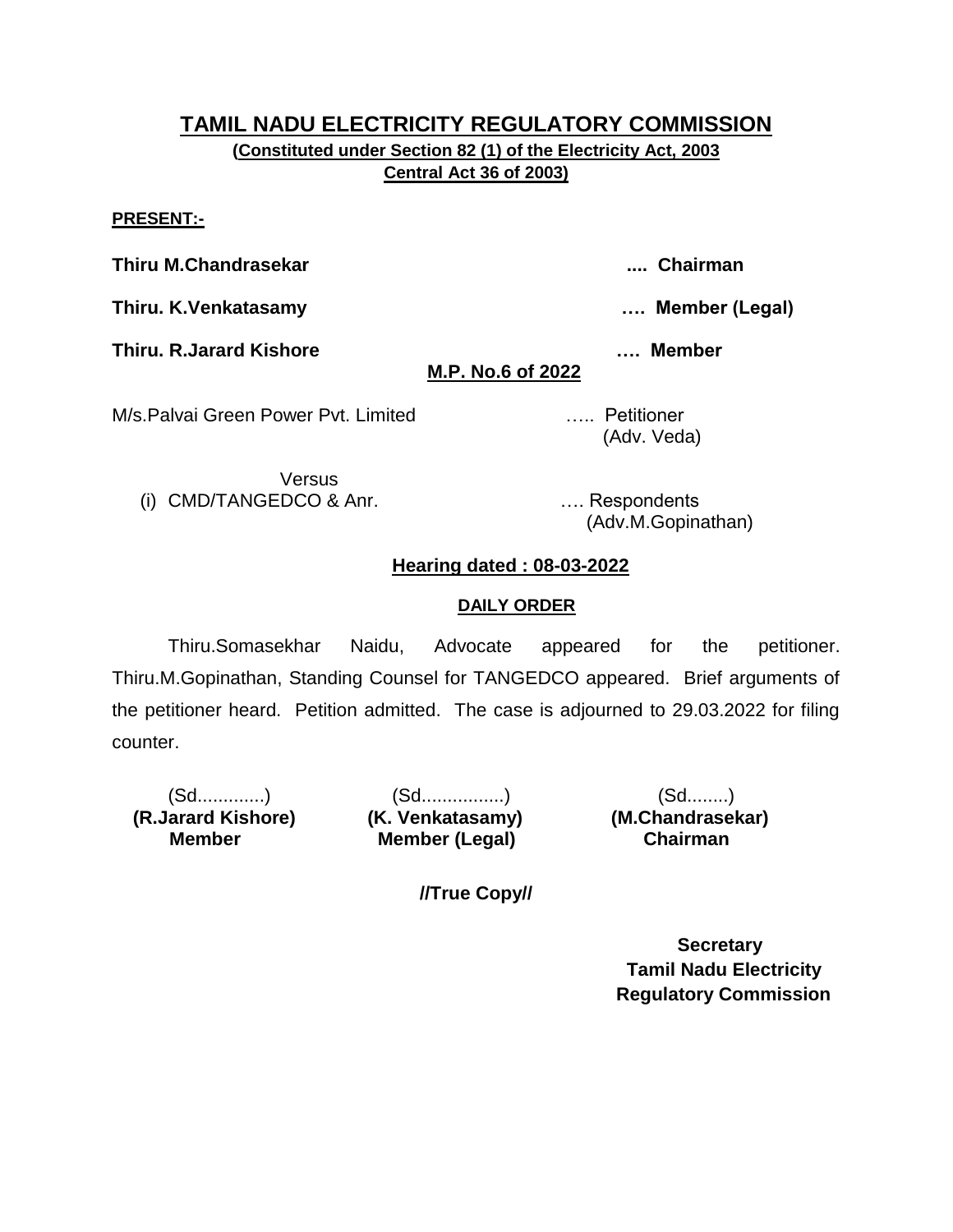# TAMIL NADU ELECTRICITY REGULATORY COMMISSION

**(Constituted under Section 82 (1) of the Electricity Act, 2003 Central Act 36 of 2003)**

**PRESENT:-**

**Thiru M.Chandrasekar** .... **Chairman**

**Thiru. K.Venkatasamy** …. **Member (Legal)**

**Thiru. R.Jarard Kishore** …. **Member**

**M.P. No.6 of 2022**

M/s.Palvai Green Power Pvt. Limited ….. Petitioner
(Adv. Veda)

Versus

(i) CMD/TANGEDCO & Anr. …. Respondents
(Adv.M.Gopinathan)

**Hearing dated : 08-03-2022**

**DAILY ORDER**

Thiru.Somasekhar Naidu, Advocate appeared for the petitioner. Thiru.M.Gopinathan, Standing Counsel for TANGEDCO appeared. Brief arguments of the petitioner heard. Petition admitted. The case is adjourned to 29.03.2022 for filing counter.

| (Sd............) | (Sd...............) | (Sd........) |
|---|---|---|
| **(R.Jarard Kishore)** | **(K. Venkatasamy)** | **(M.Chandrasekar)** |
| **Member** | **Member (Legal)** | **Chairman** |

**//True Copy//**

**Secretary**
**Tamil Nadu Electricity Regulatory Commission**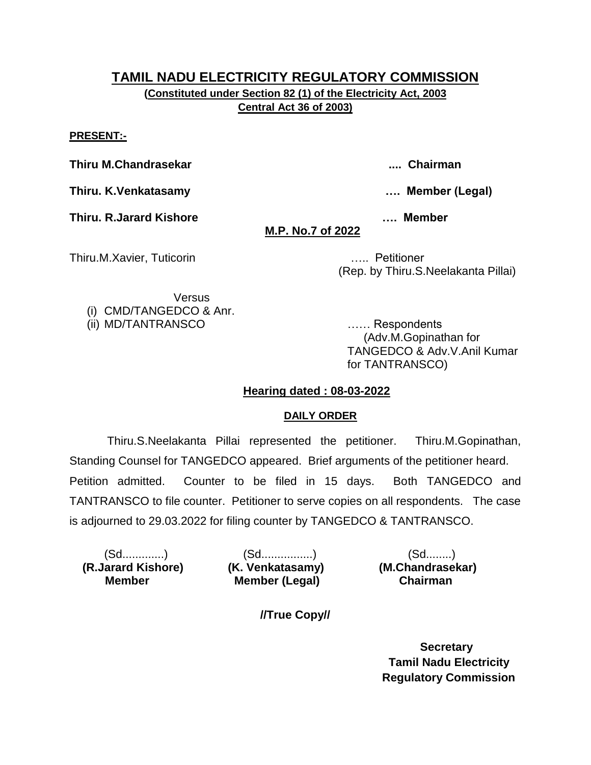# TAMIL NADU ELECTRICITY REGULATORY COMMISSION

**(Constituted under Section 82 (1) of the Electricity Act, 2003
Central Act 36 of 2003)**

**PRESENT:-**

**Thiru M.Chandrasekar .... Chairman**

**Thiru. K.Venkatasamy …. Member (Legal)**

**Thiru. R.Jarard Kishore …. Member**

**M.P. No.7 of 2022**

Thiru.M.Xavier, Tuticorin ….. Petitioner
(Rep. by Thiru.S.Neelakanta Pillai)

Versus

(i) CMD/TANGEDCO & Anr.
(ii) MD/TANTRANSCO …… Respondents
(Adv.M.Gopinathan for TANGEDCO & Adv.V.Anil Kumar for TANTRANSCO)

**Hearing dated : 08-03-2022**

**DAILY ORDER**

Thiru.S.Neelakanta Pillai represented the petitioner. Thiru.M.Gopinathan, Standing Counsel for TANGEDCO appeared. Brief arguments of the petitioner heard. Petition admitted. Counter to be filed in 15 days. Both TANGEDCO and TANTRANSCO to file counter. Petitioner to serve copies on all respondents. The case is adjourned to 29.03.2022 for filing counter by TANGEDCO & TANTRANSCO.

| (Sd............) | (Sd...............) | (Sd........) |
|---|---|---|
| **(R.Jarard Kishore)** | **(K. Venkatasamy)** | **(M.Chandrasekar)** |
| **Member** | **Member (Legal)** | **Chairman** |

**//True Copy//**

**Secretary
Tamil Nadu Electricity
Regulatory Commission**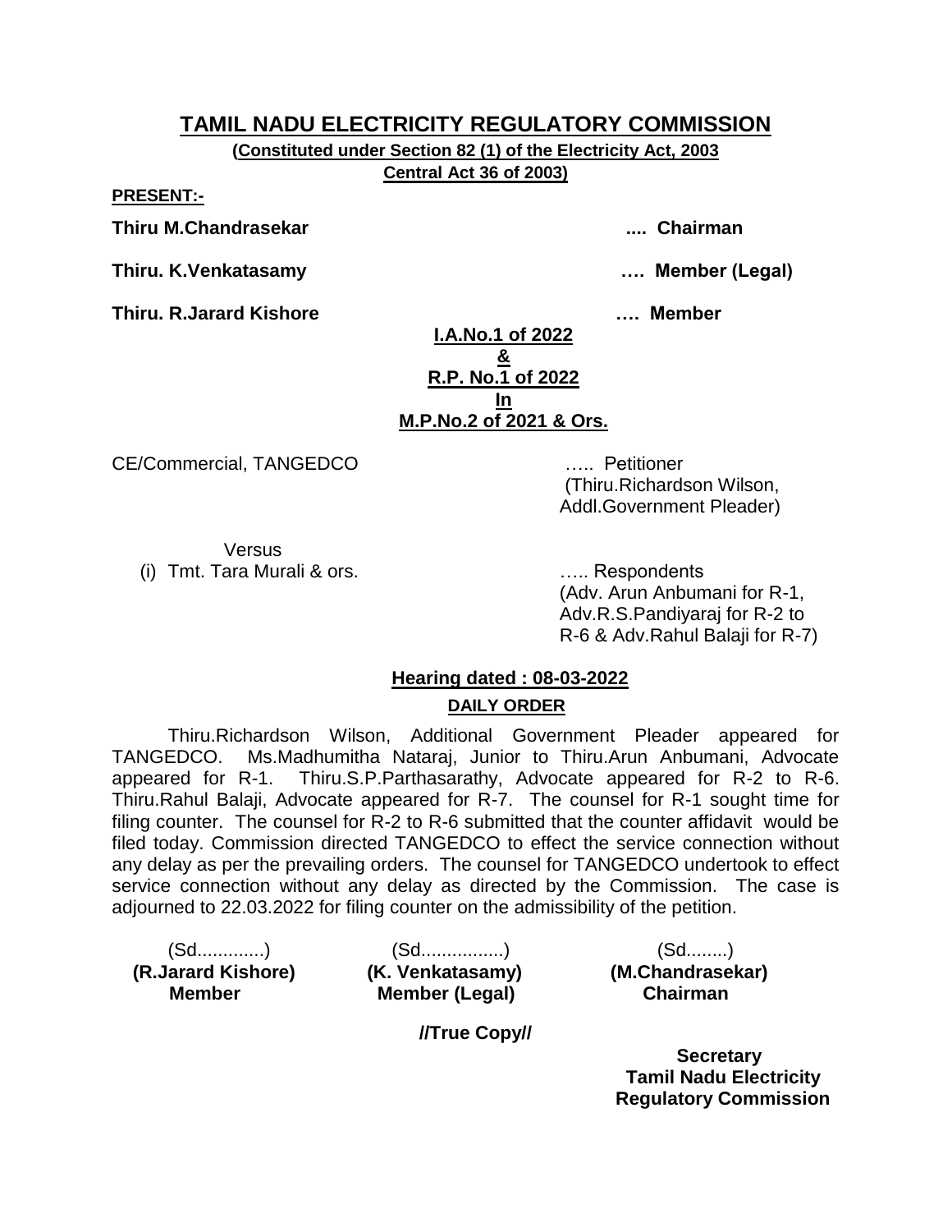# TAMIL NADU ELECTRICITY REGULATORY COMMISSION

**(Constituted under Section 82 (1) of the Electricity Act, 2003**
**Central Act 36 of 2003)**

**PRESENT:-**

**Thiru M.Chandrasekar .... Chairman**

**Thiru. K.Venkatasamy …. Member (Legal)**

**Thiru. R.Jarard Kishore …. Member**

**I.A.No.1 of 2022**
**&**
**R.P. No.1 of 2022**
**In**
**M.P.No.2 of 2021 & Ors.**

CE/Commercial, TANGEDCO ….. Petitioner
(Thiru.Richardson Wilson, Addl.Government Pleader)

Versus

(i) Tmt. Tara Murali & ors. ….. Respondents
(Adv. Arun Anbumani for R-1, Adv.R.S.Pandiyaraj for R-2 to R-6 & Adv.Rahul Balaji for R-7)

**Hearing dated : 08-03-2022**

**DAILY ORDER**

Thiru.Richardson Wilson, Additional Government Pleader appeared for TANGEDCO. Ms.Madhumitha Nataraj, Junior to Thiru.Arun Anbumani, Advocate appeared for R-1. Thiru.S.P.Parthasarathy, Advocate appeared for R-2 to R-6. Thiru.Rahul Balaji, Advocate appeared for R-7. The counsel for R-1 sought time for filing counter. The counsel for R-2 to R-6 submitted that the counter affidavit would be filed today. Commission directed TANGEDCO to effect the service connection without any delay as per the prevailing orders. The counsel for TANGEDCO undertook to effect service connection without any delay as directed by the Commission. The case is adjourned to 22.03.2022 for filing counter on the admissibility of the petition.

| (Sd.............) | (Sd................) | (Sd........) |
|---|---|---|
| **(R.Jarard Kishore)** | **(K. Venkatasamy)** | **(M.Chandrasekar)** |
| **Member** | **Member (Legal)** | **Chairman** |

**//True Copy//**

**Secretary**
**Tamil Nadu Electricity Regulatory Commission**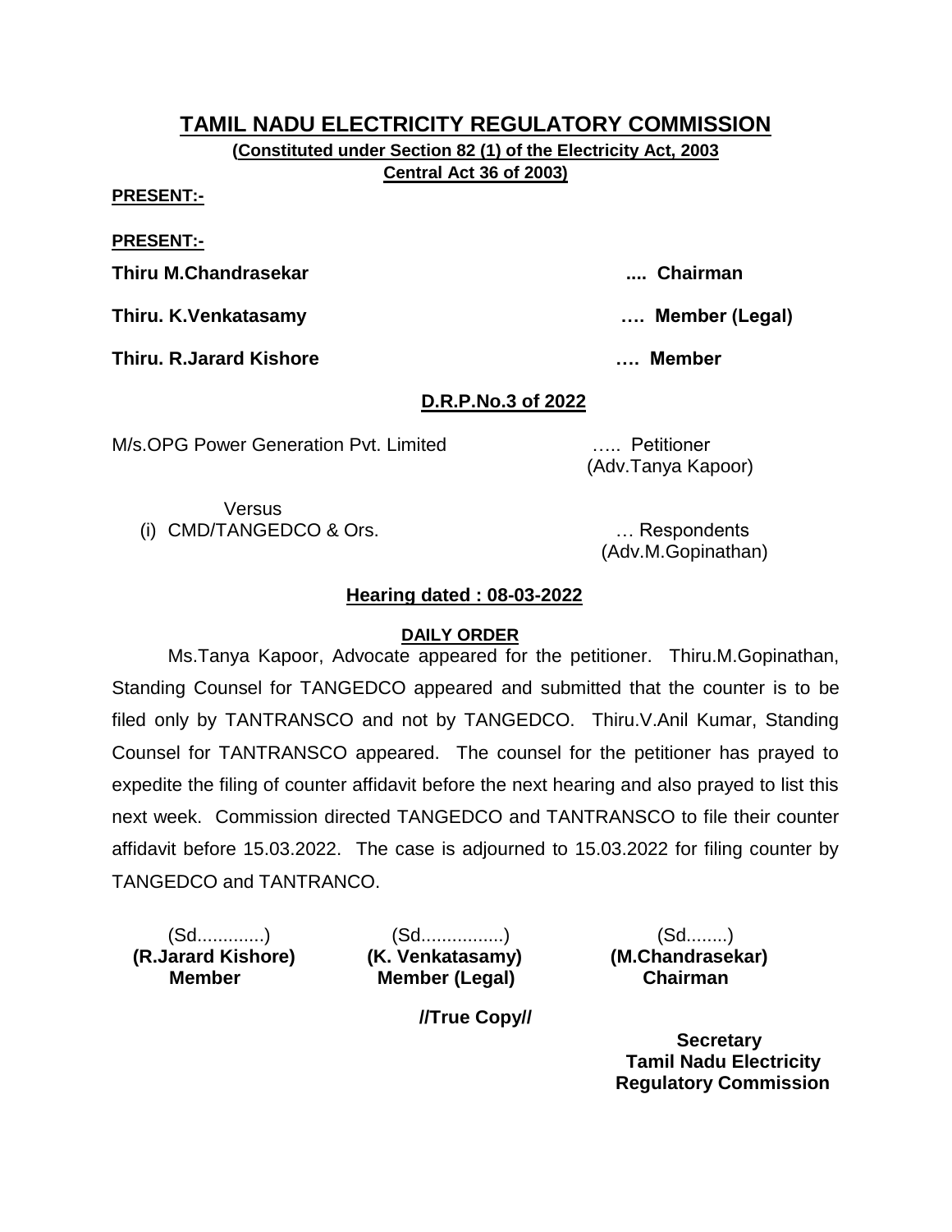# TAMIL NADU ELECTRICITY REGULATORY COMMISSION

**(Constituted under Section 82 (1) of the Electricity Act, 2003 Central Act 36 of 2003)**

**PRESENT:-**

**PRESENT:-**

**Thiru M.Chandrasekar .... Chairman**

**Thiru. K.Venkatasamy …. Member (Legal)**

**Thiru. R.Jarard Kishore …. Member**

**D.R.P.No.3 of 2022**

M/s.OPG Power Generation Pvt. Limited ….. Petitioner
(Adv.Tanya Kapoor)

Versus

(i) CMD/TANGEDCO & Ors. … Respondents
(Adv.M.Gopinathan)

**Hearing dated : 08-03-2022**

**DAILY ORDER**

Ms.Tanya Kapoor, Advocate appeared for the petitioner. Thiru.M.Gopinathan, Standing Counsel for TANGEDCO appeared and submitted that the counter is to be filed only by TANTRANSCO and not by TANGEDCO. Thiru.V.Anil Kumar, Standing Counsel for TANTRANSCO appeared. The counsel for the petitioner has prayed to expedite the filing of counter affidavit before the next hearing and also prayed to list this next week. Commission directed TANGEDCO and TANTRANSCO to file their counter affidavit before 15.03.2022. The case is adjourned to 15.03.2022 for filing counter by TANGEDCO and TANTRANCO.

| (Sd.............) | (Sd................) | (Sd........) |
|---|---|---|
| **(R.Jarard Kishore)** | **(K. Venkatasamy)** | **(M.Chandrasekar)** |
| **Member** | **Member (Legal)** | **Chairman** |

**//True Copy//**

**Secretary**
**Tamil Nadu Electricity Regulatory Commission**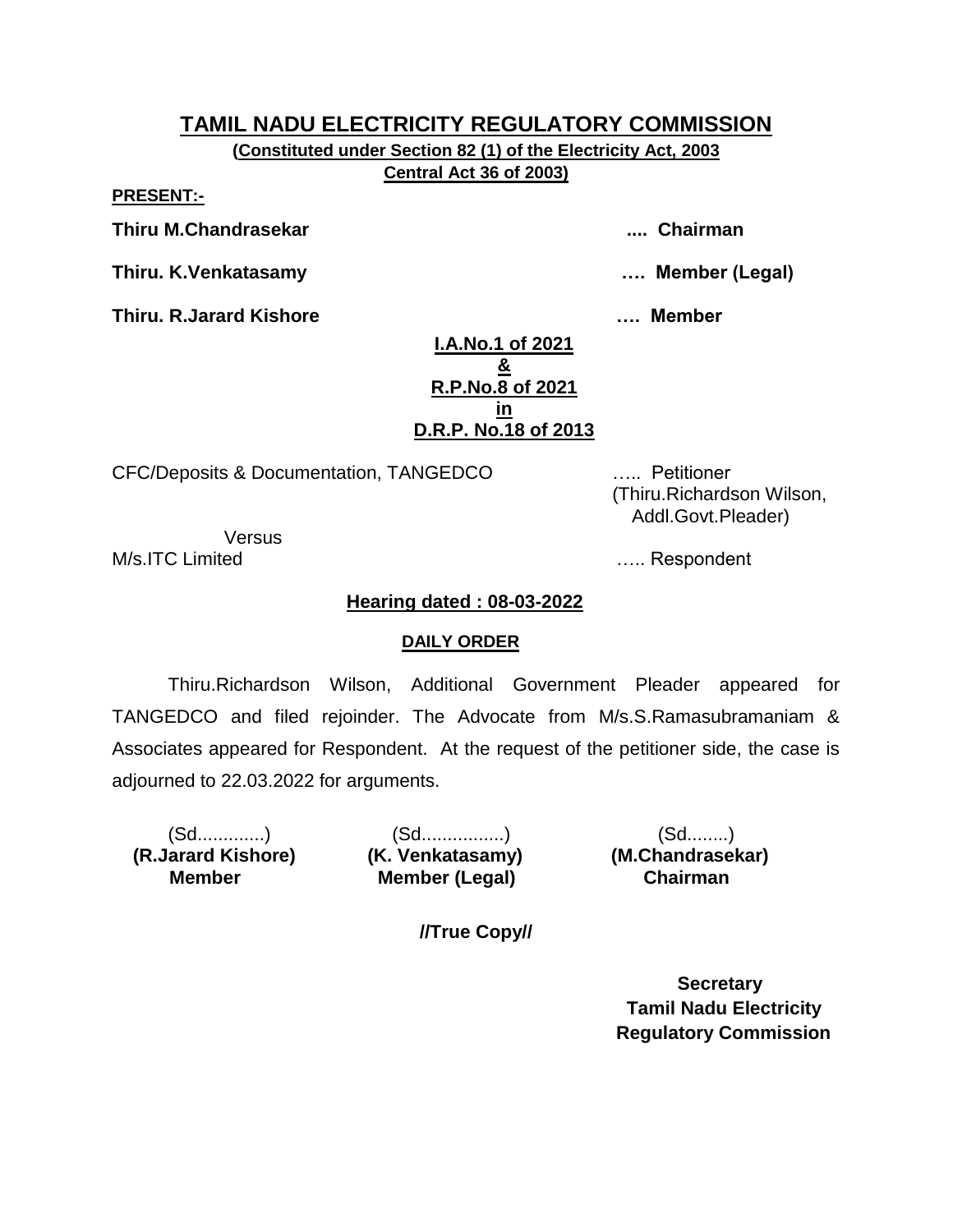# TAMIL NADU ELECTRICITY REGULATORY COMMISSION

**(Constituted under Section 82 (1) of the Electricity Act, 2003 Central Act 36 of 2003)**

**PRESENT:-**

**Thiru M.Chandrasekar .... Chairman**

**Thiru. K.Venkatasamy …. Member (Legal)**

**Thiru. R.Jarard Kishore …. Member**

**I.A.No.1 of 2021**
**&**
**R.P.No.8 of 2021**
**in**
**D.R.P. No.18 of 2013**

CFC/Deposits & Documentation, TANGEDCO ….. Petitioner
(Thiru.Richardson Wilson, Addl.Govt.Pleader)

Versus

M/s.ITC Limited ….. Respondent

**Hearing dated : 08-03-2022**

**DAILY ORDER**

Thiru.Richardson Wilson, Additional Government Pleader appeared for TANGEDCO and filed rejoinder. The Advocate from M/s.S.Ramasubramaniam & Associates appeared for Respondent. At the request of the petitioner side, the case is adjourned to 22.03.2022 for arguments.

| (Sd.............) | (Sd................) | (Sd........) |
|---|---|---|
| **(R.Jarard Kishore)** | **(K. Venkatasamy)** | **(M.Chandrasekar)** |
| **Member** | **Member (Legal)** | **Chairman** |

**//True Copy//**

**Secretary**
**Tamil Nadu Electricity Regulatory Commission**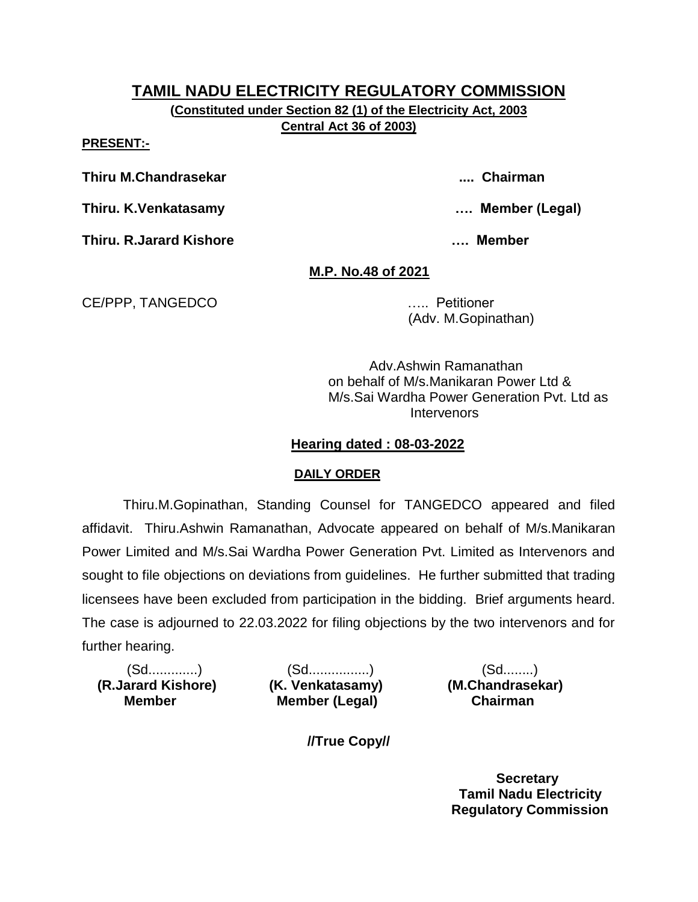# TAMIL NADU ELECTRICITY REGULATORY COMMISSION

**(Constituted under Section 82 (1) of the Electricity Act, 2003 Central Act 36 of 2003)**

**PRESENT:-**

**Thiru M.Chandrasekar .... Chairman**

**Thiru. K.Venkatasamy …. Member (Legal)**

**Thiru. R.Jarard Kishore …. Member**

**M.P. No.48 of 2021**

CE/PPP, TANGEDCO ….. Petitioner
(Adv. M.Gopinathan)

Adv.Ashwin Ramanathan
on behalf of M/s.Manikaran Power Ltd &
M/s.Sai Wardha Power Generation Pvt. Ltd as
Intervenors

**Hearing dated : 08-03-2022**

**DAILY ORDER**

Thiru.M.Gopinathan, Standing Counsel for TANGEDCO appeared and filed affidavit. Thiru.Ashwin Ramanathan, Advocate appeared on behalf of M/s.Manikaran Power Limited and M/s.Sai Wardha Power Generation Pvt. Limited as Intervenors and sought to file objections on deviations from guidelines. He further submitted that trading licensees have been excluded from participation in the bidding. Brief arguments heard. The case is adjourned to 22.03.2022 for filing objections by the two intervenors and for further hearing.

| (Sd............) | (Sd................) | (Sd........) |
|---|---|---|
| **(R.Jarard Kishore)** | **(K. Venkatasamy)** | **(M.Chandrasekar)** |
| **Member** | **Member (Legal)** | **Chairman** |

**//True Copy//**

**Secretary**
**Tamil Nadu Electricity Regulatory Commission**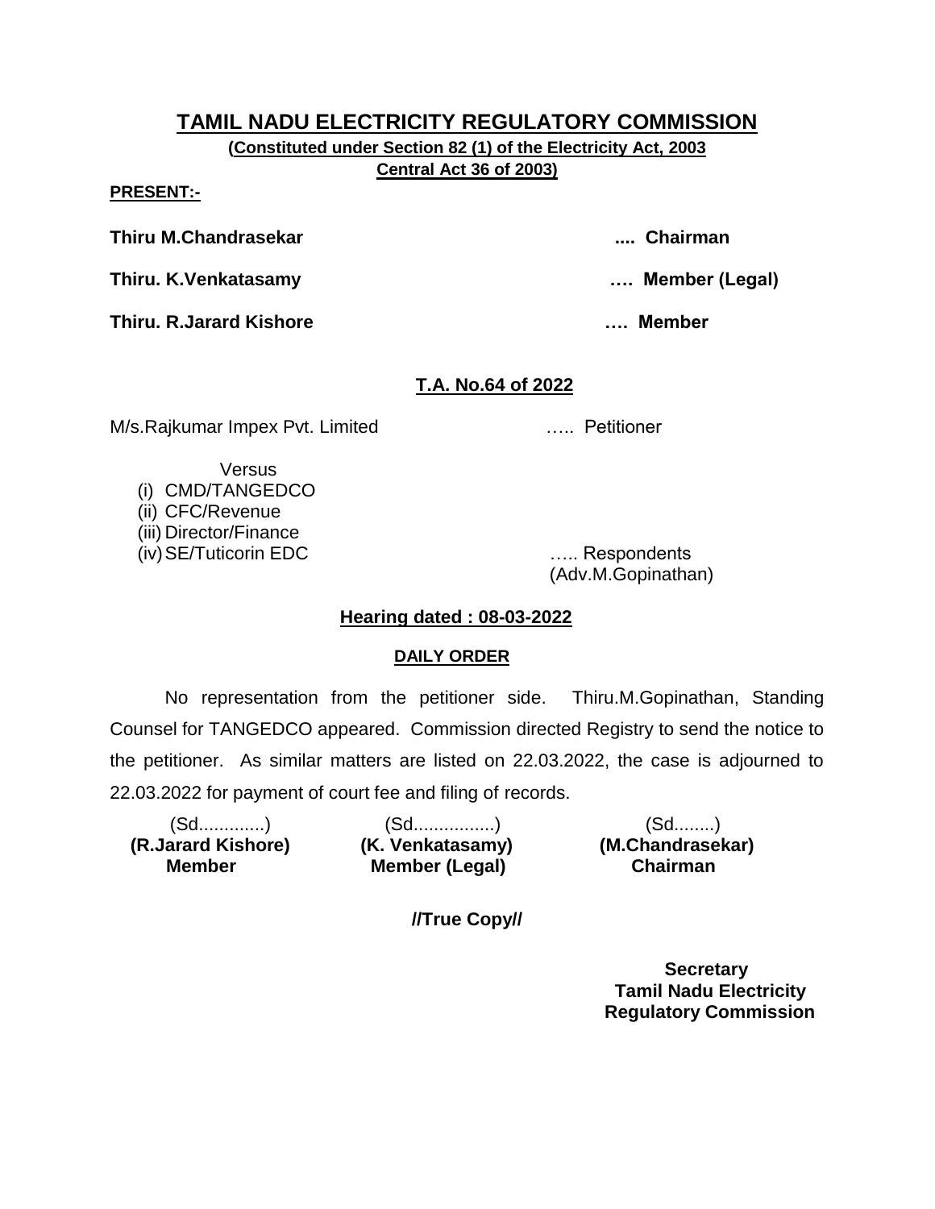# TAMIL NADU ELECTRICITY REGULATORY COMMISSION

**(Constituted under Section 82 (1) of the Electricity Act, 2003 Central Act 36 of 2003)**

**PRESENT:-**

**Thiru M.Chandrasekar** .... **Chairman**

**Thiru. K.Venkatasamy** …. **Member (Legal)**

**Thiru. R.Jarard Kishore** …. **Member**

## T.A. No.64 of 2022

M/s.Rajkumar Impex Pvt. Limited ….. Petitioner

Versus

(i) CMD/TANGEDCO
(ii) CFC/Revenue
(iii) Director/Finance
(iv) SE/Tuticorin EDC ….. Respondents
(Adv.M.Gopinathan)

## Hearing dated : 08-03-2022

### DAILY ORDER

No representation from the petitioner side. Thiru.M.Gopinathan, Standing Counsel for TANGEDCO appeared. Commission directed Registry to send the notice to the petitioner. As similar matters are listed on 22.03.2022, the case is adjourned to 22.03.2022 for payment of court fee and filing of records.

| (Sd.............) | (Sd................) | (Sd........) |
|---|---|---|
| **(R.Jarard Kishore)** | **(K. Venkatasamy)** | **(M.Chandrasekar)** |
| **Member** | **Member (Legal)** | **Chairman** |

**//True Copy//**

**Secretary**
**Tamil Nadu Electricity Regulatory Commission**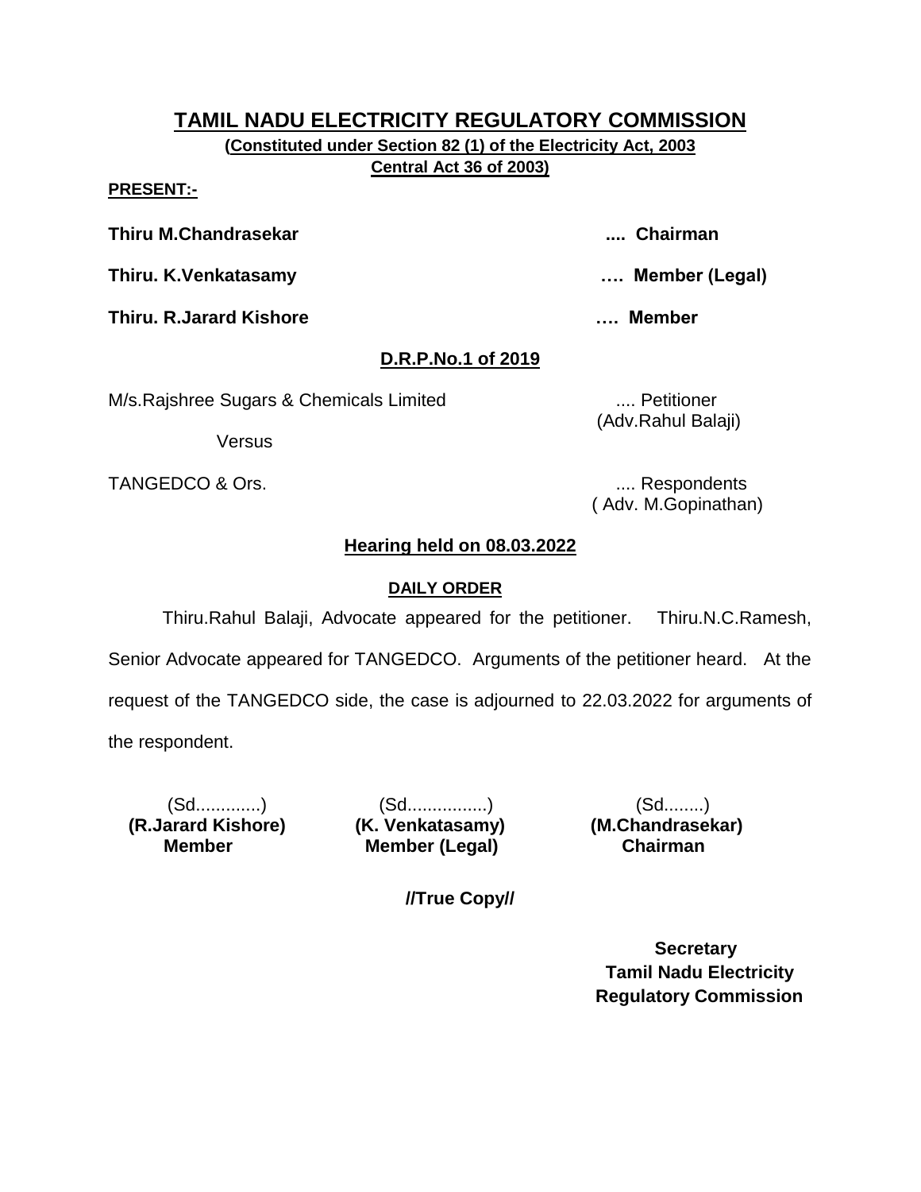# TAMIL NADU ELECTRICITY REGULATORY COMMISSION

**(Constituted under Section 82 (1) of the Electricity Act, 2003 Central Act 36 of 2003)**

**PRESENT:-**

**Thiru M.Chandrasekar .... Chairman**

**Thiru. K.Venkatasamy …. Member (Legal)**

**Thiru. R.Jarard Kishore …. Member**

**D.R.P.No.1 of 2019**

M/s.Rajshree Sugars & Chemicals Limited .... Petitioner
(Adv.Rahul Balaji)

Versus

TANGEDCO & Ors. .... Respondents
( Adv. M.Gopinathan)

**Hearing held on 08.03.2022**

**DAILY ORDER**

Thiru.Rahul Balaji, Advocate appeared for the petitioner. Thiru.N.C.Ramesh, Senior Advocate appeared for TANGEDCO. Arguments of the petitioner heard. At the request of the TANGEDCO side, the case is adjourned to 22.03.2022 for arguments of the respondent.

| (Sd.............) | (Sd................) | (Sd........) |
|---|---|---|
| **(R.Jarard Kishore)** | **(K. Venkatasamy)** | **(M.Chandrasekar)** |
| **Member** | **Member (Legal)** | **Chairman** |

**//True Copy//**

**Secretary**
**Tamil Nadu Electricity Regulatory Commission**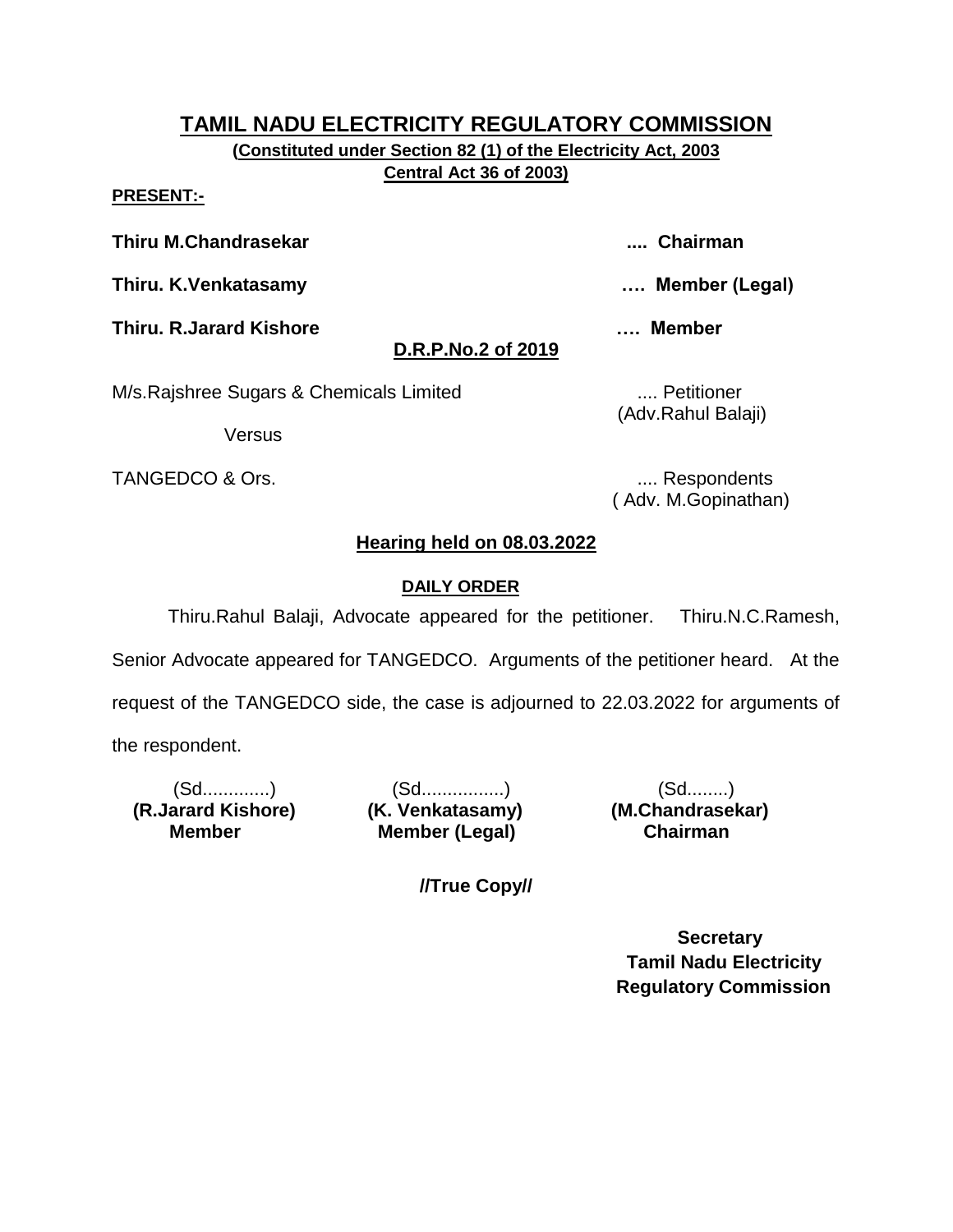# TAMIL NADU ELECTRICITY REGULATORY COMMISSION

**(Constituted under Section 82 (1) of the Electricity Act, 2003 Central Act 36 of 2003)**

**PRESENT:-**

**Thiru M.Chandrasekar .... Chairman**

**Thiru. K.Venkatasamy …. Member (Legal)**

**Thiru. R.Jarard Kishore …. Member**

**D.R.P.No.2 of 2019**

M/s.Rajshree Sugars & Chemicals Limited .... Petitioner
(Adv.Rahul Balaji)

Versus

TANGEDCO & Ors. .... Respondents
( Adv. M.Gopinathan)

**Hearing held on 08.03.2022**

**DAILY ORDER**

Thiru.Rahul Balaji, Advocate appeared for the petitioner. Thiru.N.C.Ramesh, Senior Advocate appeared for TANGEDCO. Arguments of the petitioner heard. At the request of the TANGEDCO side, the case is adjourned to 22.03.2022 for arguments of the respondent.

| (Sd............) | (Sd................) | (Sd........) |
|---|---|---|
| **(R.Jarard Kishore)** | **(K. Venkatasamy)** | **(M.Chandrasekar)** |
| **Member** | **Member (Legal)** | **Chairman** |

**//True Copy//**

**Secretary**
**Tamil Nadu Electricity Regulatory Commission**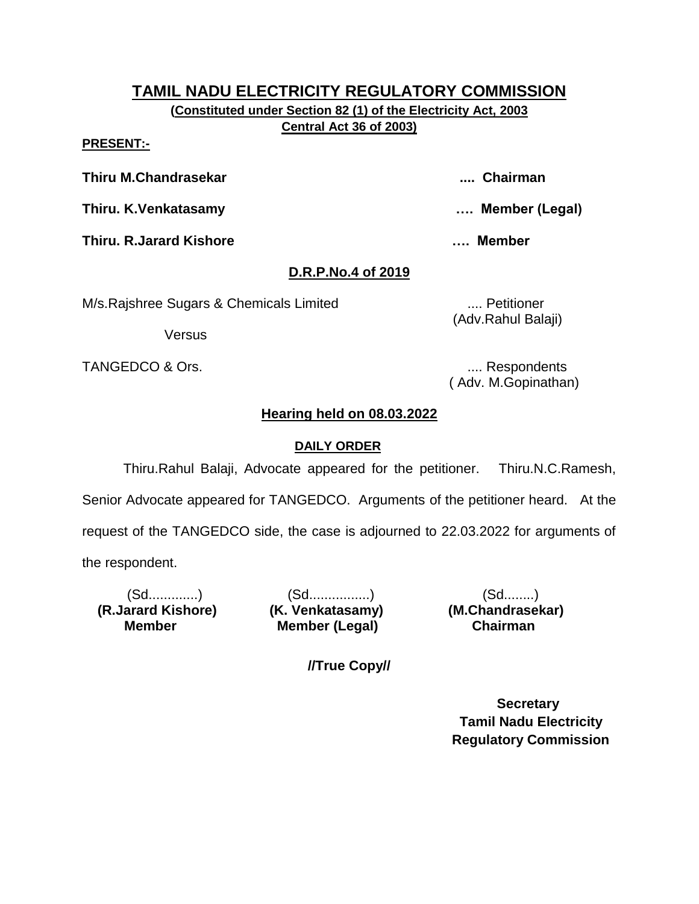# TAMIL NADU ELECTRICITY REGULATORY COMMISSION

**(Constituted under Section 82 (1) of the Electricity Act, 2003**
**Central Act 36 of 2003)**

**PRESENT:-**

**Thiru M.Chandrasekar .... Chairman**

**Thiru. K.Venkatasamy …. Member (Legal)**

**Thiru. R.Jarard Kishore …. Member**

## D.R.P.No.4 of 2019

M/s.Rajshree Sugars & Chemicals Limited .... Petitioner
(Adv.Rahul Balaji)

Versus

TANGEDCO & Ors. .... Respondents
( Adv. M.Gopinathan)

### Hearing held on 08.03.2022

#### DAILY ORDER

Thiru.Rahul Balaji, Advocate appeared for the petitioner. Thiru.N.C.Ramesh, Senior Advocate appeared for TANGEDCO. Arguments of the petitioner heard. At the request of the TANGEDCO side, the case is adjourned to 22.03.2022 for arguments of the respondent.

| (Sd.............) | (Sd................) | (Sd........) |
|---|---|---|
| **(R.Jarard Kishore)** | **(K. Venkatasamy)** | **(M.Chandrasekar)** |
| **Member** | **Member (Legal)** | **Chairman** |

**//True Copy//**

**Secretary**
**Tamil Nadu Electricity**
**Regulatory Commission**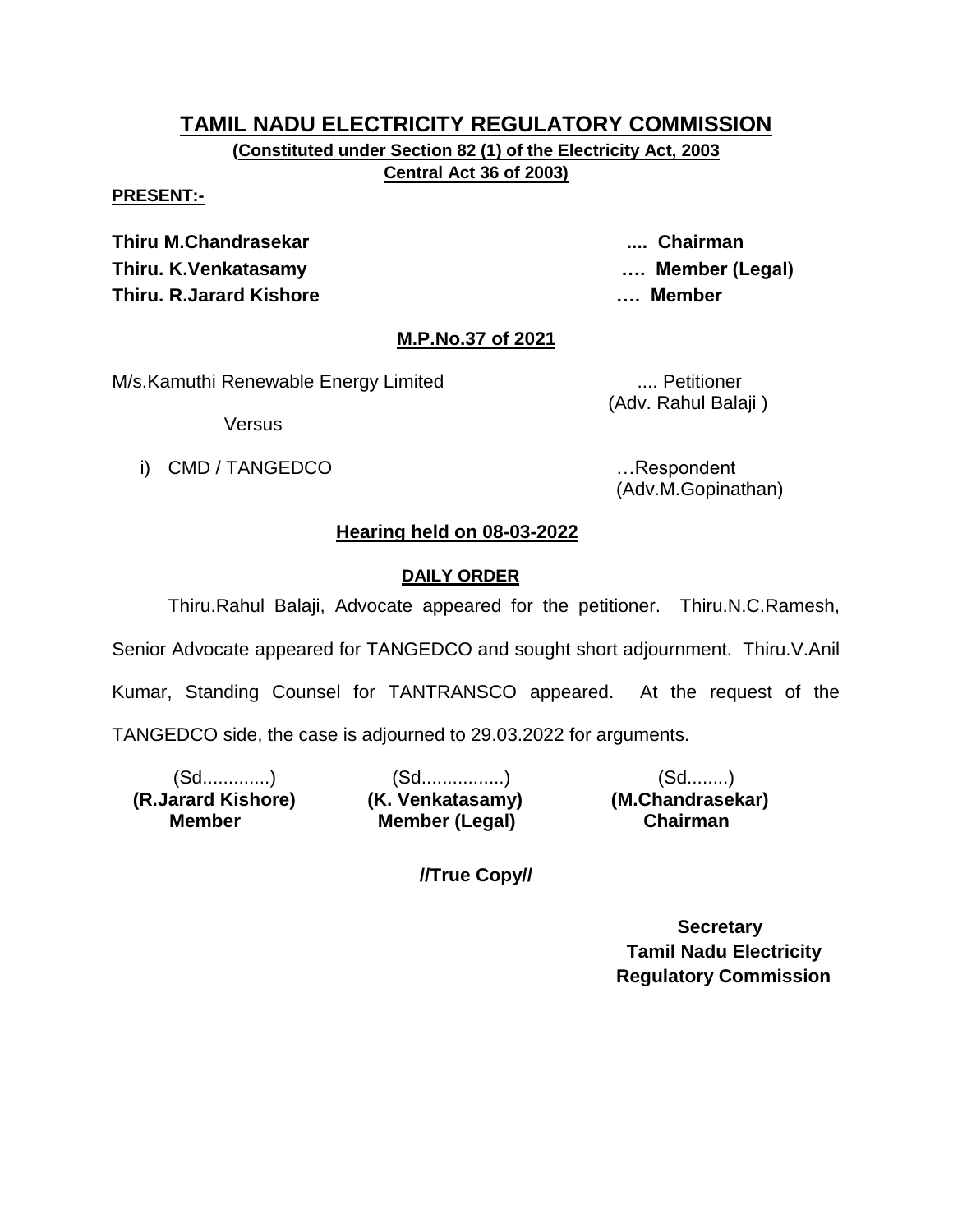# TAMIL NADU ELECTRICITY REGULATORY COMMISSION

**(Constituted under Section 82 (1) of the Electricity Act, 2003 Central Act 36 of 2003)**

**PRESENT:-**

**Thiru M.Chandrasekar .... Chairman**
**Thiru. K.Venkatasamy …. Member (Legal)**
**Thiru. R.Jarard Kishore …. Member**

## M.P.No.37 of 2021

M/s.Kamuthi Renewable Energy Limited .... Petitioner
(Adv. Rahul Balaji )

Versus

i) CMD / TANGEDCO …Respondent
(Adv.M.Gopinathan)

## Hearing held on 08-03-2022

### DAILY ORDER

Thiru.Rahul Balaji, Advocate appeared for the petitioner. Thiru.N.C.Ramesh, Senior Advocate appeared for TANGEDCO and sought short adjournment. Thiru.V.Anil Kumar, Standing Counsel for TANTRANSCO appeared. At the request of the TANGEDCO side, the case is adjourned to 29.03.2022 for arguments.

| (Sd.............) | (Sd................) | (Sd........) |
|---|---|---|
| **(R.Jarard Kishore)** | **(K. Venkatasamy)** | **(M.Chandrasekar)** |
| **Member** | **Member (Legal)** | **Chairman** |

**//True Copy//**

**Secretary**
**Tamil Nadu Electricity Regulatory Commission**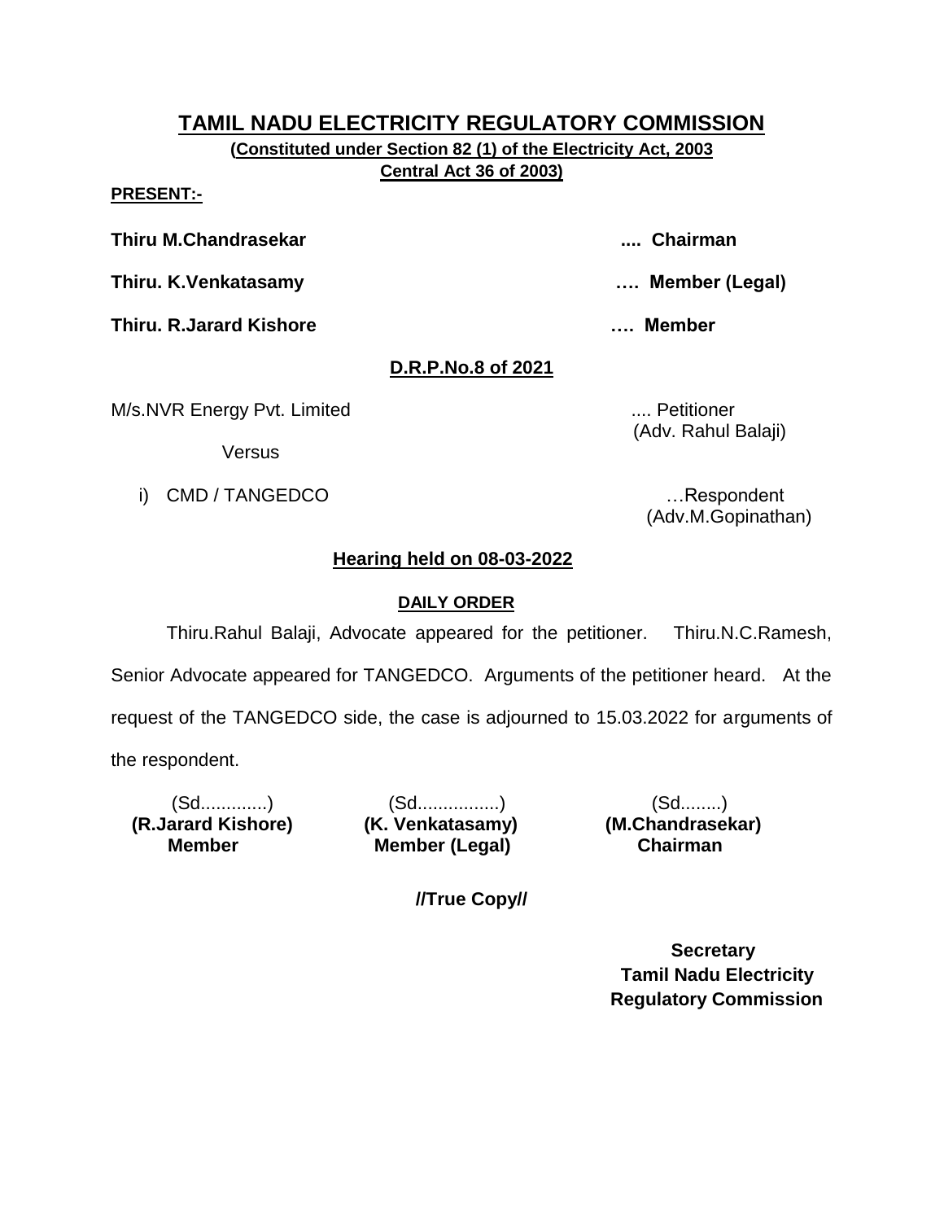# TAMIL NADU ELECTRICITY REGULATORY COMMISSION

**(Constituted under Section 82 (1) of the Electricity Act, 2003 Central Act 36 of 2003)**

**PRESENT:-**

**Thiru M.Chandrasekar .... Chairman**

**Thiru. K.Venkatasamy …. Member (Legal)**

**Thiru. R.Jarard Kishore …. Member**

**D.R.P.No.8 of 2021**

M/s.NVR Energy Pvt. Limited .... Petitioner
(Adv. Rahul Balaji)

Versus

i) CMD / TANGEDCO …Respondent
(Adv.M.Gopinathan)

**Hearing held on 08-03-2022**

**DAILY ORDER**

Thiru.Rahul Balaji, Advocate appeared for the petitioner. Thiru.N.C.Ramesh, Senior Advocate appeared for TANGEDCO. Arguments of the petitioner heard. At the request of the TANGEDCO side, the case is adjourned to 15.03.2022 for arguments of the respondent.

| (Sd.............) | (Sd................) | (Sd........) |
|---|---|---|
| **(R.Jarard Kishore)** | **(K. Venkatasamy)** | **(M.Chandrasekar)** |
| **Member** | **Member (Legal)** | **Chairman** |

**//True Copy//**

**Secretary**
**Tamil Nadu Electricity Regulatory Commission**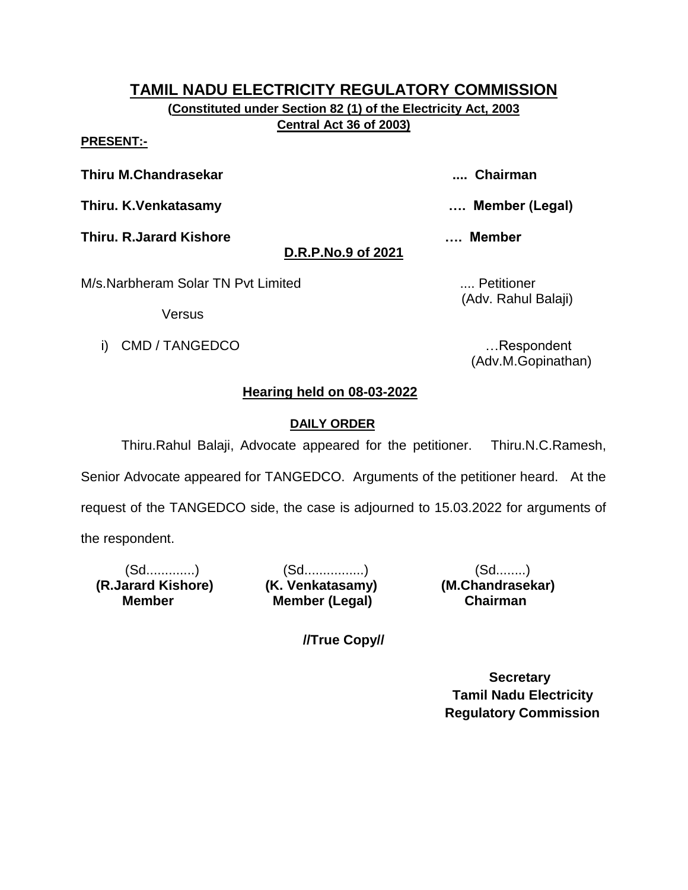# TAMIL NADU ELECTRICITY REGULATORY COMMISSION

**(Constituted under Section 82 (1) of the Electricity Act, 2003 Central Act 36 of 2003)**

**PRESENT:-**

**Thiru M.Chandrasekar** .... **Chairman**

**Thiru. K.Venkatasamy** …. **Member (Legal)**

**Thiru. R.Jarard Kishore** …. **Member**

**D.R.P.No.9 of 2021**

M/s.Narbheram Solar TN Pvt Limited .... Petitioner
(Adv. Rahul Balaji)

Versus

i) CMD / TANGEDCO …Respondent
(Adv.M.Gopinathan)

**Hearing held on 08-03-2022**

**DAILY ORDER**

Thiru.Rahul Balaji, Advocate appeared for the petitioner. Thiru.N.C.Ramesh, Senior Advocate appeared for TANGEDCO. Arguments of the petitioner heard. At the request of the TANGEDCO side, the case is adjourned to 15.03.2022 for arguments of the respondent.

| (Sd............) | (Sd...............) | (Sd........) |
|---|---|---|
| **(R.Jarard Kishore)** | **(K. Venkatasamy)** | **(M.Chandrasekar)** |
| **Member** | **Member (Legal)** | **Chairman** |

**//True Copy//**

**Secretary**
**Tamil Nadu Electricity Regulatory Commission**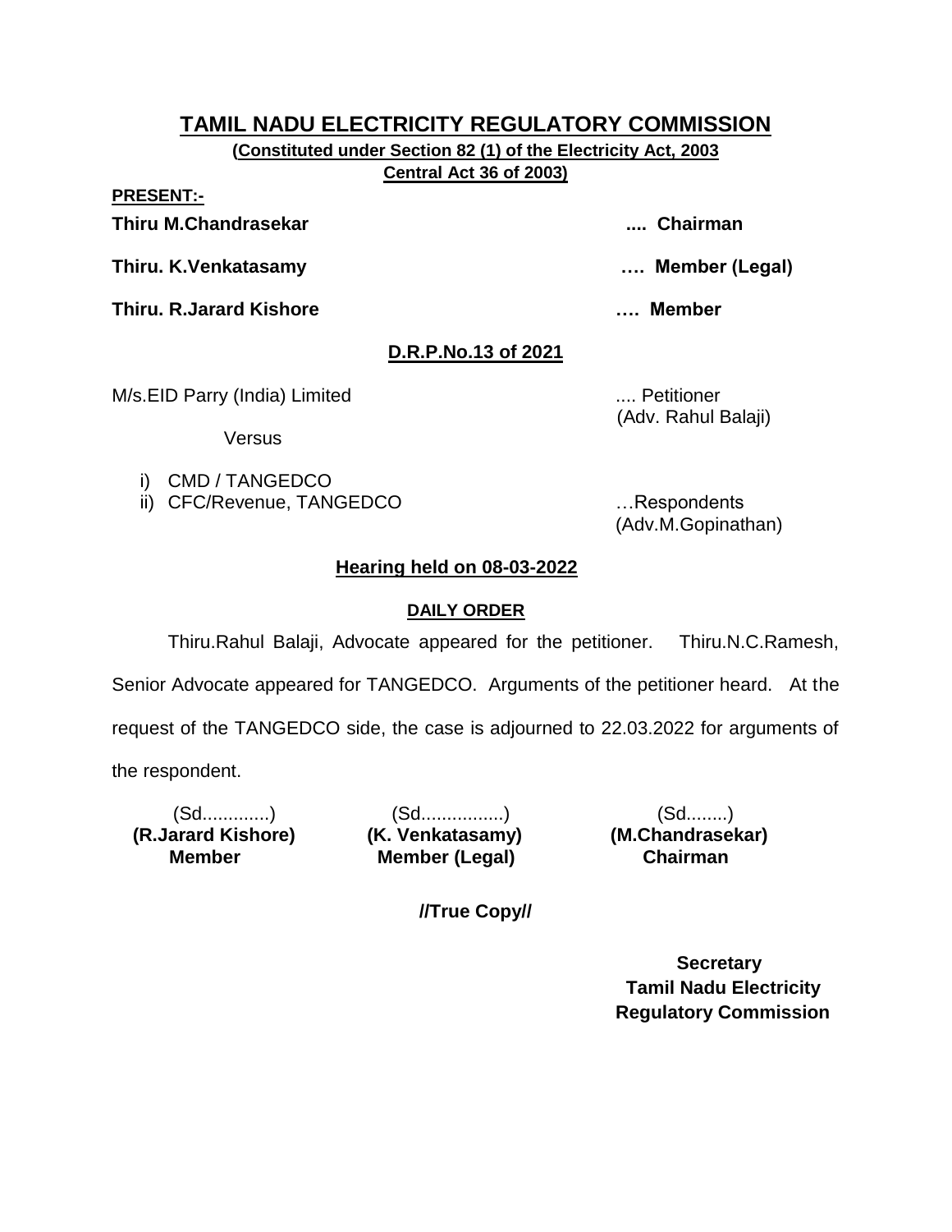# TAMIL NADU ELECTRICITY REGULATORY COMMISSION

**(Constituted under Section 82 (1) of the Electricity Act, 2003**
**Central Act 36 of 2003)**

**PRESENT:-**

**Thiru M.Chandrasekar .... Chairman**

**Thiru. K.Venkatasamy …. Member (Legal)**

**Thiru. R.Jarard Kishore …. Member**

**D.R.P.No.13 of 2021**

M/s.EID Parry (India) Limited .... Petitioner
(Adv. Rahul Balaji)

Versus

i) CMD / TANGEDCO
ii) CFC/Revenue, TANGEDCO …Respondents
(Adv.M.Gopinathan)

**Hearing held on 08-03-2022**

**DAILY ORDER**

Thiru.Rahul Balaji, Advocate appeared for the petitioner. Thiru.N.C.Ramesh, Senior Advocate appeared for TANGEDCO. Arguments of the petitioner heard. At the request of the TANGEDCO side, the case is adjourned to 22.03.2022 for arguments of the respondent.

| (Sd.............) | (Sd................) | (Sd........) |
|---|---|---|
| **(R.Jarard Kishore)** | **(K. Venkatasamy)** | **(M.Chandrasekar)** |
| **Member** | **Member (Legal)** | **Chairman** |

**//True Copy//**

**Secretary**
**Tamil Nadu Electricity**
**Regulatory Commission**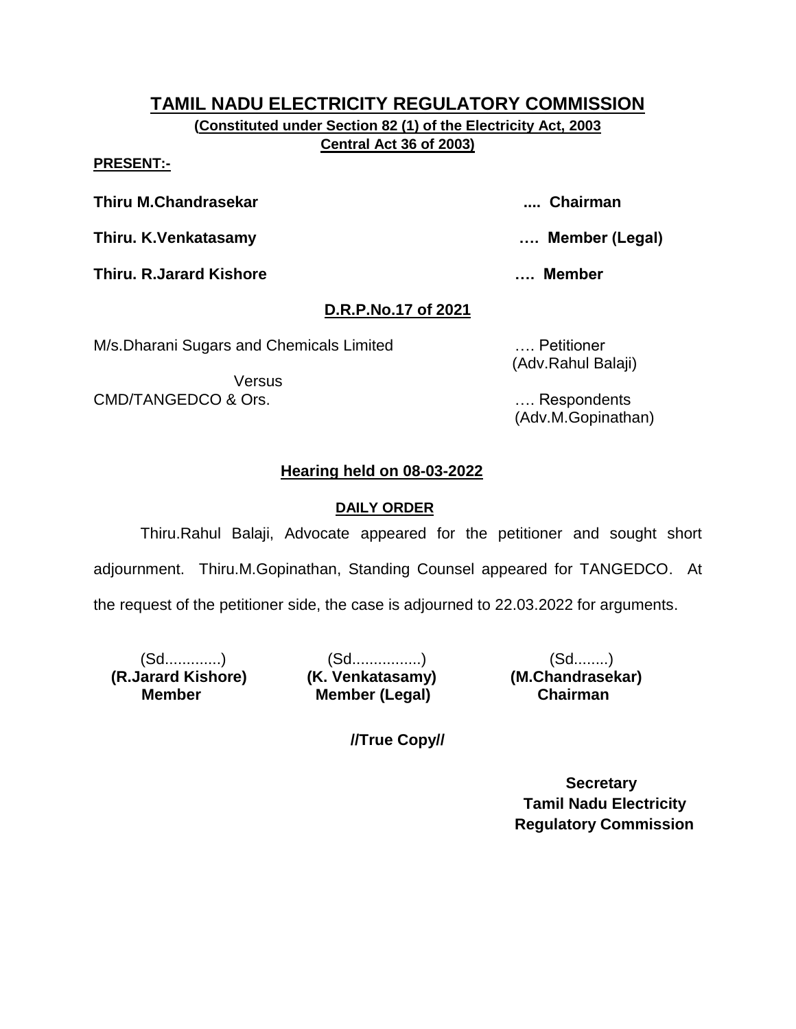# TAMIL NADU ELECTRICITY REGULATORY COMMISSION

**(Constituted under Section 82 (1) of the Electricity Act, 2003 Central Act 36 of 2003)**

**PRESENT:-**

**Thiru M.Chandrasekar** .... **Chairman**

**Thiru. K.Venkatasamy** …. **Member (Legal)**

**Thiru. R.Jarard Kishore** …. **Member**

## D.R.P.No.17 of 2021

M/s.Dharani Sugars and Chemicals Limited …. Petitioner
(Adv.Rahul Balaji)

Versus

CMD/TANGEDCO & Ors. …. Respondents
(Adv.M.Gopinathan)

### Hearing held on 08-03-2022

#### DAILY ORDER

Thiru.Rahul Balaji, Advocate appeared for the petitioner and sought short adjournment. Thiru.M.Gopinathan, Standing Counsel appeared for TANGEDCO. At the request of the petitioner side, the case is adjourned to 22.03.2022 for arguments.

| (Sd.............) | (Sd................) | (Sd........) |
|---|---|---|
| **(R.Jarard Kishore)** | **(K. Venkatasamy)** | **(M.Chandrasekar)** |
| **Member** | **Member (Legal)** | **Chairman** |

**//True Copy//**

**Secretary**
**Tamil Nadu Electricity Regulatory Commission**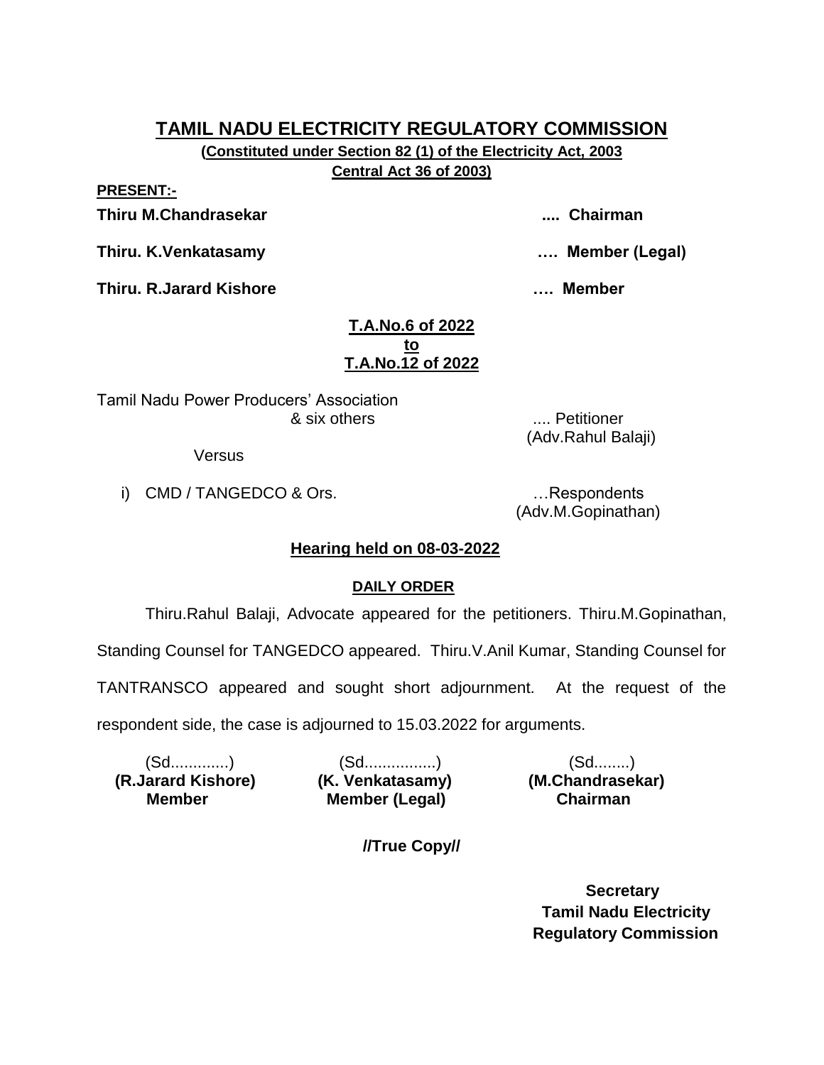# TAMIL NADU ELECTRICITY REGULATORY COMMISSION

**(Constituted under Section 82 (1) of the Electricity Act, 2003 Central Act 36 of 2003)**

**PRESENT:-**

**Thiru M.Chandrasekar .... Chairman**

**Thiru. K.Venkatasamy …. Member (Legal)**

**Thiru. R.Jarard Kishore …. Member**

**T.A.No.6 of 2022**
**to**
**T.A.No.12 of 2022**

Tamil Nadu Power Producers' Association & six others .... Petitioner (Adv.Rahul Balaji)

Versus

i) CMD / TANGEDCO & Ors. …Respondents (Adv.M.Gopinathan)

**Hearing held on 08-03-2022**

**DAILY ORDER**

Thiru.Rahul Balaji, Advocate appeared for the petitioners. Thiru.M.Gopinathan, Standing Counsel for TANGEDCO appeared. Thiru.V.Anil Kumar, Standing Counsel for TANTRANSCO appeared and sought short adjournment. At the request of the respondent side, the case is adjourned to 15.03.2022 for arguments.

| (Sd.............) | (Sd................) | (Sd........) |
|---|---|---|
| **(R.Jarard Kishore)** | **(K. Venkatasamy)** | **(M.Chandrasekar)** |
| **Member** | **Member (Legal)** | **Chairman** |

**//True Copy//**

**Secretary**
**Tamil Nadu Electricity Regulatory Commission**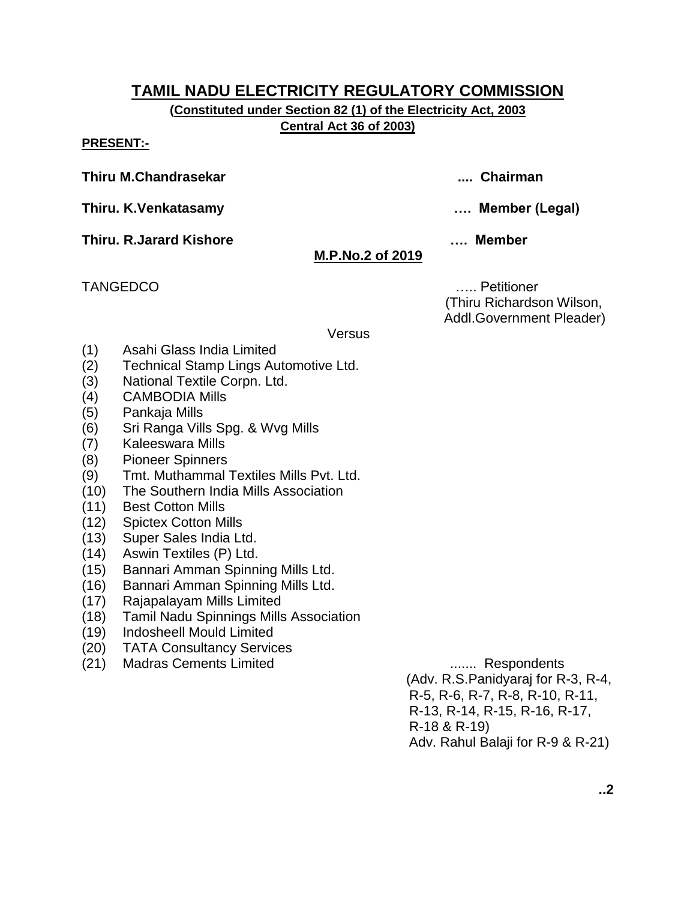# TAMIL NADU ELECTRICITY REGULATORY COMMISSION

**(Constituted under Section 82 (1) of the Electricity Act, 2003 Central Act 36 of 2003)**

**PRESENT:-**

**Thiru M.Chandrasekar .... Chairman**

**Thiru. K.Venkatasamy …. Member (Legal)**

**Thiru. R.Jarard Kishore …. Member**

**M.P.No.2 of 2019**

TANGEDCO ….. Petitioner
(Thiru Richardson Wilson, Addl.Government Pleader)

Versus

(1) Asahi Glass India Limited
(2) Technical Stamp Lings Automotive Ltd.
(3) National Textile Corpn. Ltd.
(4) CAMBODIA Mills
(5) Pankaja Mills
(6) Sri Ranga Vills Spg. & Wvg Mills
(7) Kaleeswara Mills
(8) Pioneer Spinners
(9) Tmt. Muthammal Textiles Mills Pvt. Ltd.
(10) The Southern India Mills Association
(11) Best Cotton Mills
(12) Spictex Cotton Mills
(13) Super Sales India Ltd.
(14) Aswin Textiles (P) Ltd.
(15) Bannari Amman Spinning Mills Ltd.
(16) Bannari Amman Spinning Mills Ltd.
(17) Rajapalayam Mills Limited
(18) Tamil Nadu Spinnings Mills Association
(19) Indosheell Mould Limited
(20) TATA Consultancy Services
(21) Madras Cements Limited ....... Respondents

(Adv. R.S.Panidyaraj for R-3, R-4, R-5, R-6, R-7, R-8, R-10, R-11, R-13, R-14, R-15, R-16, R-17, R-18 & R-19)
Adv. Rahul Balaji for R-9 & R-21)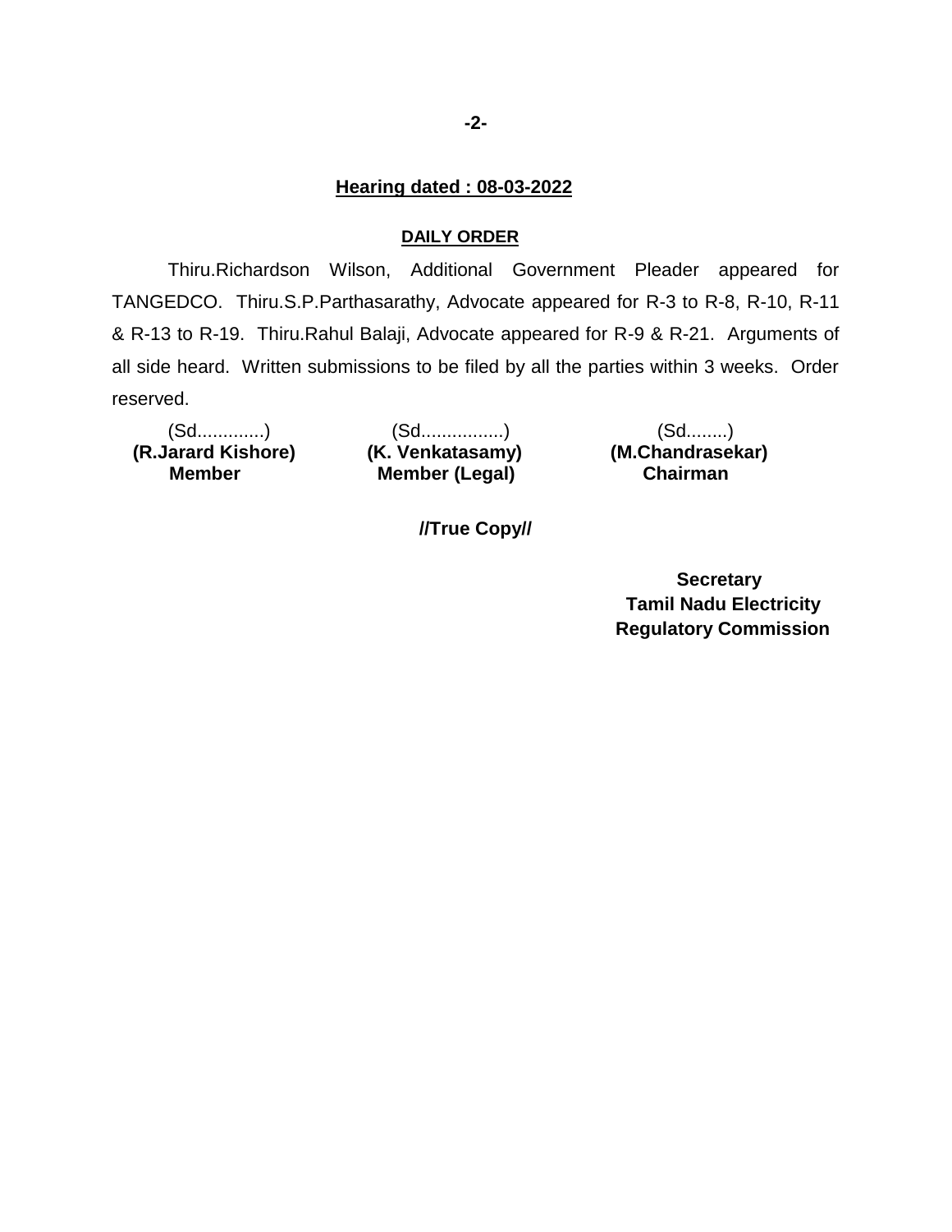## Hearing dated : 08-03-2022

### DAILY ORDER

Thiru.Richardson Wilson, Additional Government Pleader appeared for TANGEDCO. Thiru.S.P.Parthasarathy, Advocate appeared for R-3 to R-8, R-10, R-11 & R-13 to R-19. Thiru.Rahul Balaji, Advocate appeared for R-9 & R-21. Arguments of all side heard. Written submissions to be filed by all the parties within 3 weeks. Order reserved.

| (Sd.............) | (Sd................) | (Sd........) |
|---|---|---|
| **(R.Jarard Kishore)** | **(K. Venkatasamy)** | **(M.Chandrasekar)** |
| **Member** | **Member (Legal)** | **Chairman** |

**//True Copy//**

**Secretary**
**Tamil Nadu Electricity**
**Regulatory Commission**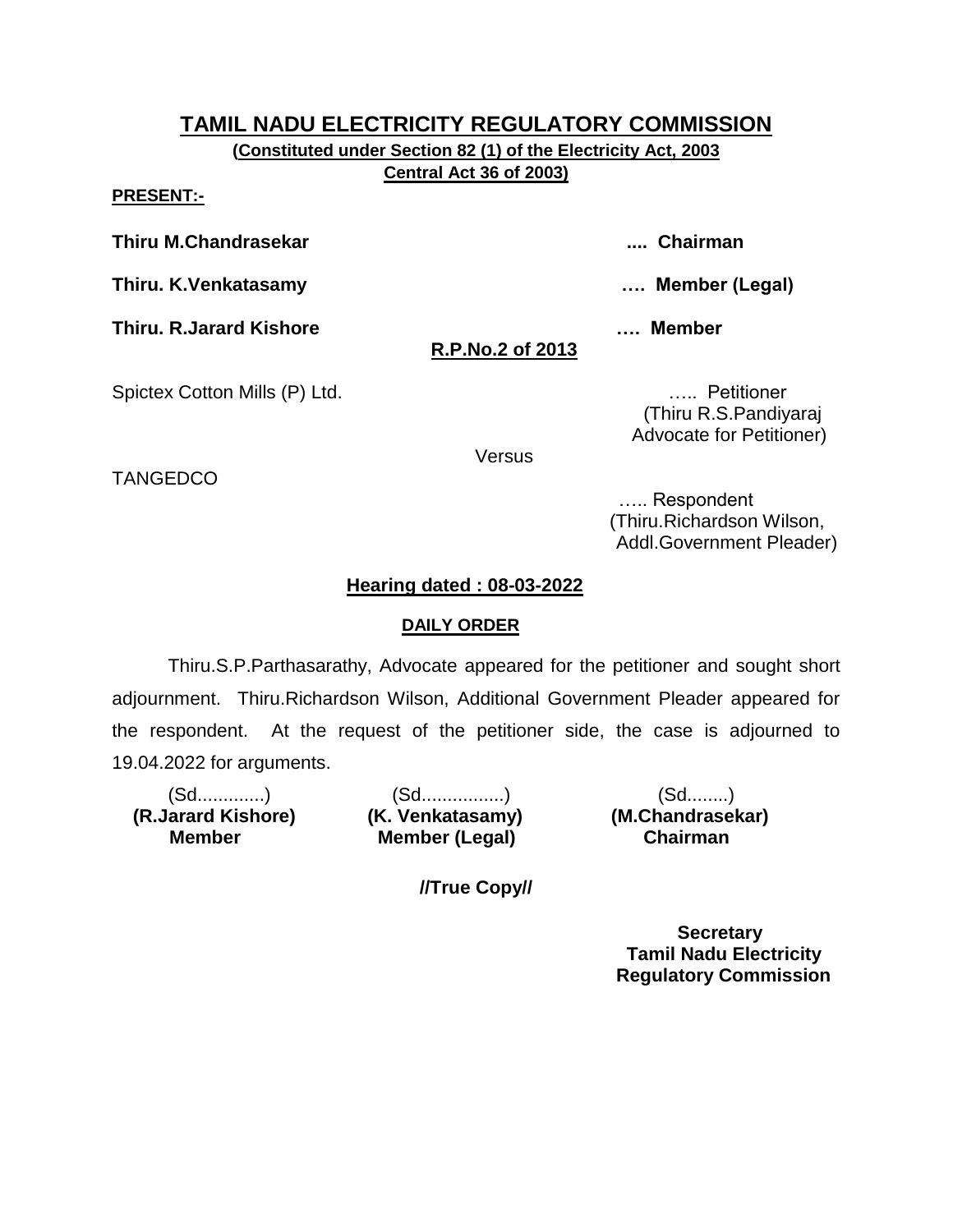# TAMIL NADU ELECTRICITY REGULATORY COMMISSION

**(Constituted under Section 82 (1) of the Electricity Act, 2003 Central Act 36 of 2003)**

**PRESENT:-**

**Thiru M.Chandrasekar** .... **Chairman**

**Thiru. K.Venkatasamy** …. **Member (Legal)**

**Thiru. R.Jarard Kishore** …. **Member**

**R.P.No.2 of 2013**

Spictex Cotton Mills (P) Ltd. ….. Petitioner
(Thiru R.S.Pandiyaraj Advocate for Petitioner)

Versus

TANGEDCO ….. Respondent
(Thiru.Richardson Wilson, Addl.Government Pleader)

**Hearing dated : 08-03-2022**

**DAILY ORDER**

Thiru.S.P.Parthasarathy, Advocate appeared for the petitioner and sought short adjournment. Thiru.Richardson Wilson, Additional Government Pleader appeared for the respondent. At the request of the petitioner side, the case is adjourned to 19.04.2022 for arguments.

| (Sd............) | (Sd...............) | (Sd........) |
|---|---|---|
| **(R.Jarard Kishore)** | **(K. Venkatasamy)** | **(M.Chandrasekar)** |
| **Member** | **Member (Legal)** | **Chairman** |

**//True Copy//**

**Secretary**
**Tamil Nadu Electricity Regulatory Commission**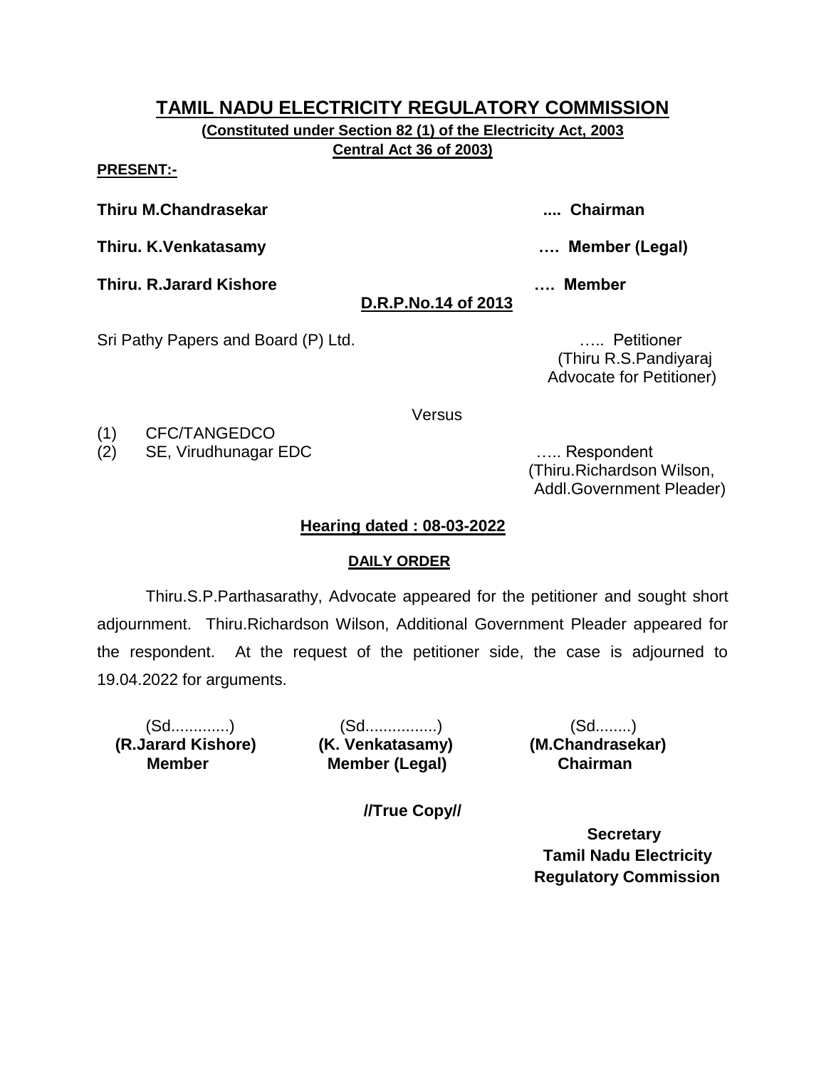# TAMIL NADU ELECTRICITY REGULATORY COMMISSION

**(Constituted under Section 82 (1) of the Electricity Act, 2003 Central Act 36 of 2003)**

**PRESENT:-**

**Thiru M.Chandrasekar** .... **Chairman**

**Thiru. K.Venkatasamy** …. **Member (Legal)**

**Thiru. R.Jarard Kishore** …. **Member**

**D.R.P.No.14 of 2013**

Sri Pathy Papers and Board (P) Ltd. ….. Petitioner
(Thiru R.S.Pandiyaraj Advocate for Petitioner)

Versus

(1) CFC/TANGEDCO
(2) SE, Virudhunagar EDC ….. Respondent
(Thiru.Richardson Wilson, Addl.Government Pleader)

**Hearing dated : 08-03-2022**

**DAILY ORDER**

Thiru.S.P.Parthasarathy, Advocate appeared for the petitioner and sought short adjournment. Thiru.Richardson Wilson, Additional Government Pleader appeared for the respondent. At the request of the petitioner side, the case is adjourned to 19.04.2022 for arguments.

| (Sd............) | (Sd...............) | (Sd........) |
|---|---|---|
| **(R.Jarard Kishore)** | **(K. Venkatasamy)** | **(M.Chandrasekar)** |
| **Member** | **Member (Legal)** | **Chairman** |

**//True Copy//**

**Secretary**
**Tamil Nadu Electricity Regulatory Commission**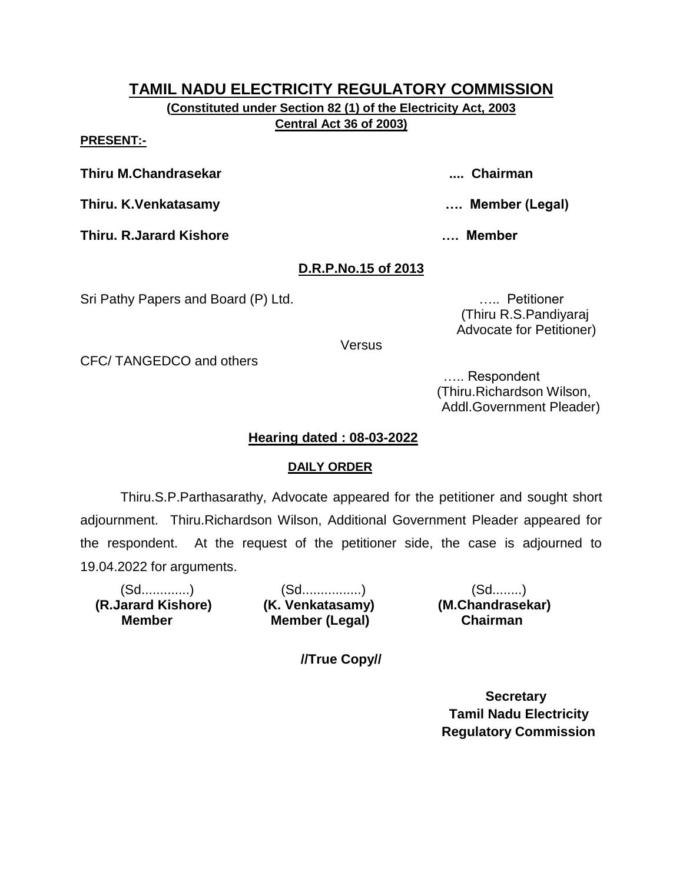# TAMIL NADU ELECTRICITY REGULATORY COMMISSION

**(Constituted under Section 82 (1) of the Electricity Act, 2003 Central Act 36 of 2003)**

**PRESENT:-**

**Thiru M.Chandrasekar .... Chairman**

**Thiru. K.Venkatasamy …. Member (Legal)**

**Thiru. R.Jarard Kishore …. Member**

## D.R.P.No.15 of 2013

Sri Pathy Papers and Board (P) Ltd. ….. Petitioner
(Thiru R.S.Pandiyaraj Advocate for Petitioner)

Versus

CFC/ TANGEDCO and others ….. Respondent
(Thiru.Richardson Wilson, Addl.Government Pleader)

## Hearing dated : 08-03-2022

### DAILY ORDER

Thiru.S.P.Parthasarathy, Advocate appeared for the petitioner and sought short adjournment. Thiru.Richardson Wilson, Additional Government Pleader appeared for the respondent. At the request of the petitioner side, the case is adjourned to 19.04.2022 for arguments.

| (Sd............) | (Sd...............) | (Sd........) |
|---|---|---|
| **(R.Jarard Kishore)** | **(K. Venkatasamy)** | **(M.Chandrasekar)** |
| **Member** | **Member (Legal)** | **Chairman** |

**//True Copy//**

**Secretary**
**Tamil Nadu Electricity Regulatory Commission**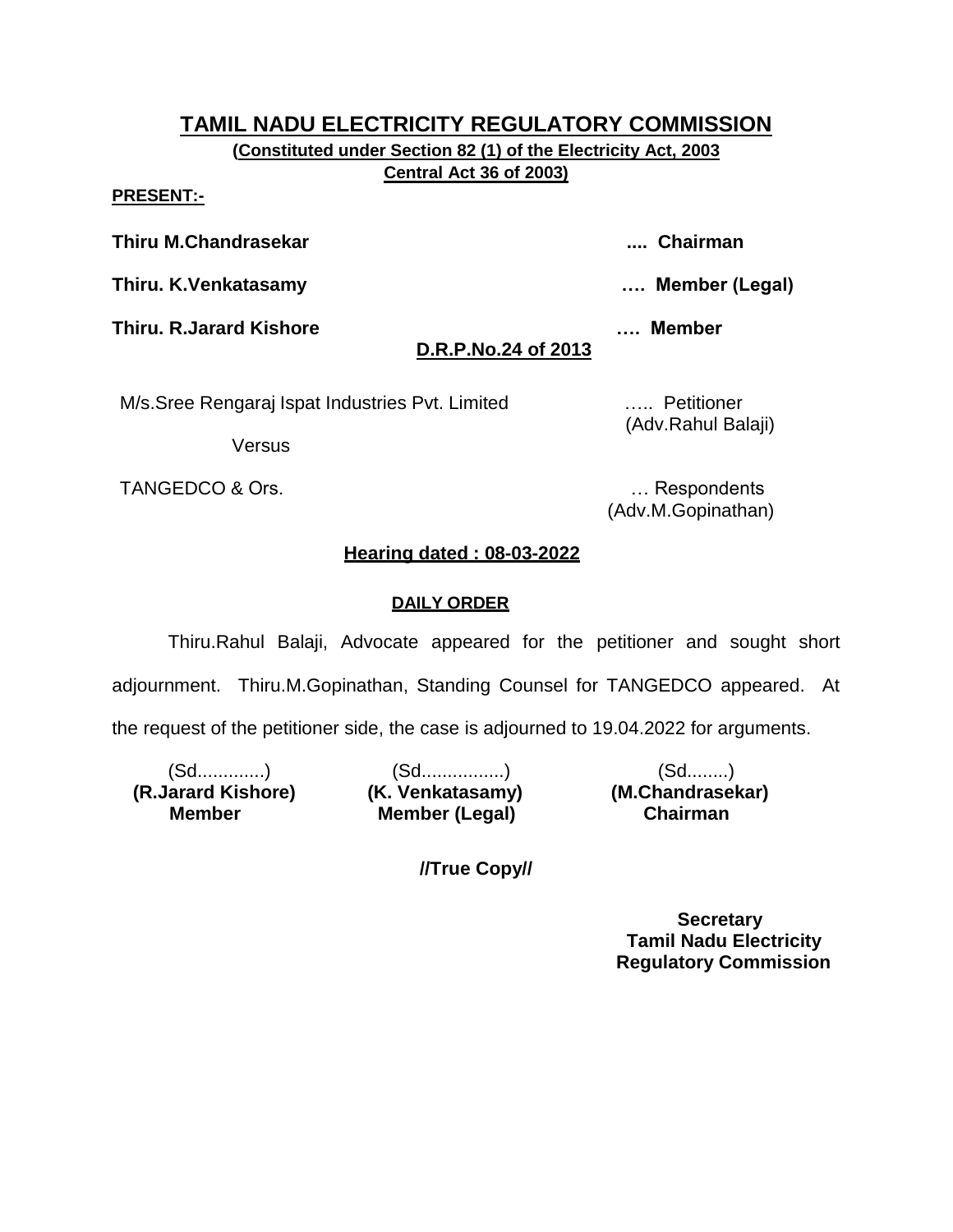# TAMIL NADU ELECTRICITY REGULATORY COMMISSION

**(Constituted under Section 82 (1) of the Electricity Act, 2003 Central Act 36 of 2003)**

**PRESENT:-**

**Thiru M.Chandrasekar** .... **Chairman**

**Thiru. K.Venkatasamy** …. **Member (Legal)**

**Thiru. R.Jarard Kishore** …. **Member**

**D.R.P.No.24 of 2013**

M/s.Sree Rengaraj Ispat Industries Pvt. Limited ….. Petitioner (Adv.Rahul Balaji)

Versus

TANGEDCO & Ors. … Respondents (Adv.M.Gopinathan)

**Hearing dated : 08-03-2022**

**DAILY ORDER**

Thiru.Rahul Balaji, Advocate appeared for the petitioner and sought short adjournment. Thiru.M.Gopinathan, Standing Counsel for TANGEDCO appeared. At the request of the petitioner side, the case is adjourned to 19.04.2022 for arguments.

| | | |
|---|---|---|
| (Sd............) | (Sd................) | (Sd........) |
| **(R.Jarard Kishore)** | **(K. Venkatasamy)** | **(M.Chandrasekar)** |
| **Member** | **Member (Legal)** | **Chairman** |

**//True Copy//**

**Secretary**
**Tamil Nadu Electricity Regulatory Commission**